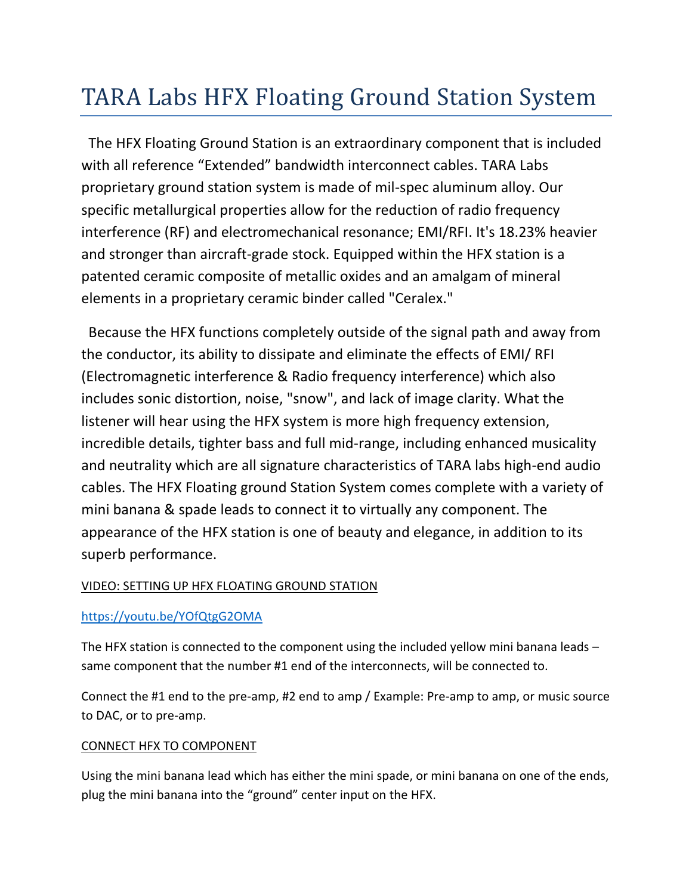# TARA Labs HFX Floating Ground Station System

The HFX Floating Ground Station is an extraordinary component that is included with all reference “Extended” bandwidth interconnect cables. TARA Labs proprietary ground station system is made of mil-spec aluminum alloy. Our specific metallurgical properties allow for the reduction of radio frequency interference (RF) and electromechanical resonance; EMI/RFI. It's 18.23% heavier and stronger than aircraft-grade stock. Equipped within the HFX station is a patented ceramic composite of metallic oxides and an amalgam of mineral elements in a proprietary ceramic binder called "Ceralex."

Because the HFX functions completely outside of the signal path and away from the conductor, its ability to dissipate and eliminate the effects of EMI/ RFI (Electromagnetic interference & Radio frequency interference) which also includes sonic distortion, noise, "snow", and lack of image clarity. What the listener will hear using the HFX system is more high frequency extension, incredible details, tighter bass and full mid-range, including enhanced musicality and neutrality which are all signature characteristics of TARA labs high-end audio cables. The HFX Floating ground Station System comes complete with a variety of mini banana & spade leads to connect it to virtually any component. The appearance of the HFX station is one of beauty and elegance, in addition to its superb performance.

VIDEO: SETTING UP HFX FLOATING GROUND STATION

https://youtu.be/YOfQtgG2OMA

The HFX station is connected to the component using the included yellow mini banana leads – same component that the number #1 end of the interconnects, will be connected to.

Connect the #1 end to the pre-amp, #2 end to amp / Example: Pre-amp to amp, or music source to DAC, or to pre-amp.

CONNECT HFX TO COMPONENT

Using the mini banana lead which has either the mini spade, or mini banana on one of the ends, plug the mini banana into the “ground” center input on the HFX.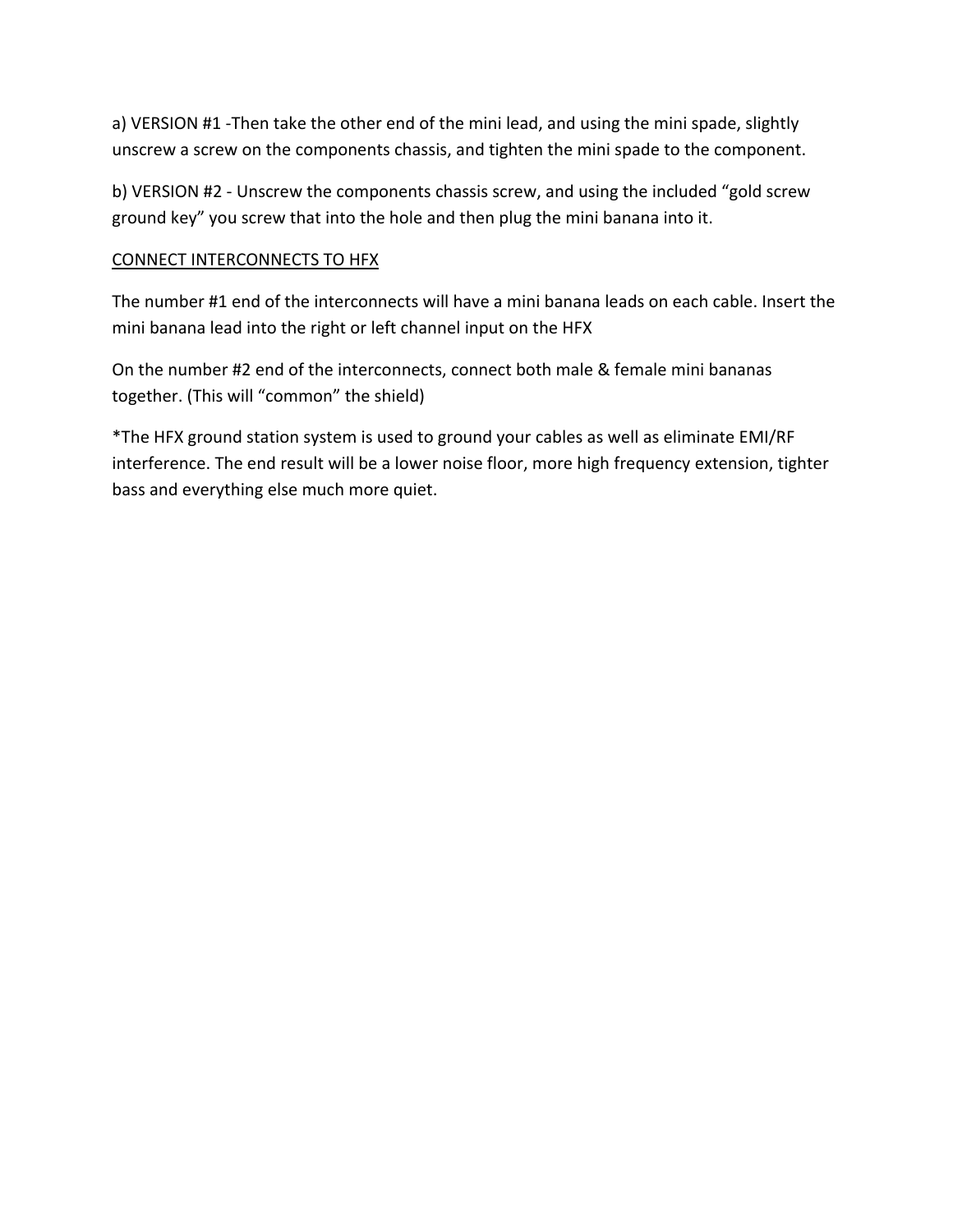a) VERSION #1 -Then take the other end of the mini lead, and using the mini spade, slightly unscrew a screw on the components chassis, and tighten the mini spade to the component.

b) VERSION #2 - Unscrew the components chassis screw, and using the included “gold screw ground key” you screw that into the hole and then plug the mini banana into it.

<u>CONNECT INTERCONNECTS TO HFX</u>

The number #1 end of the interconnects will have a mini banana leads on each cable. Insert the mini banana lead into the right or left channel input on the HFX

On the number #2 end of the interconnects, connect both male & female mini bananas together. (This will “common” the shield)

*The HFX ground station system is used to ground your cables as well as eliminate EMI/RF interference. The end result will be a lower noise floor, more high frequency extension, tighter bass and everything else much more quiet.